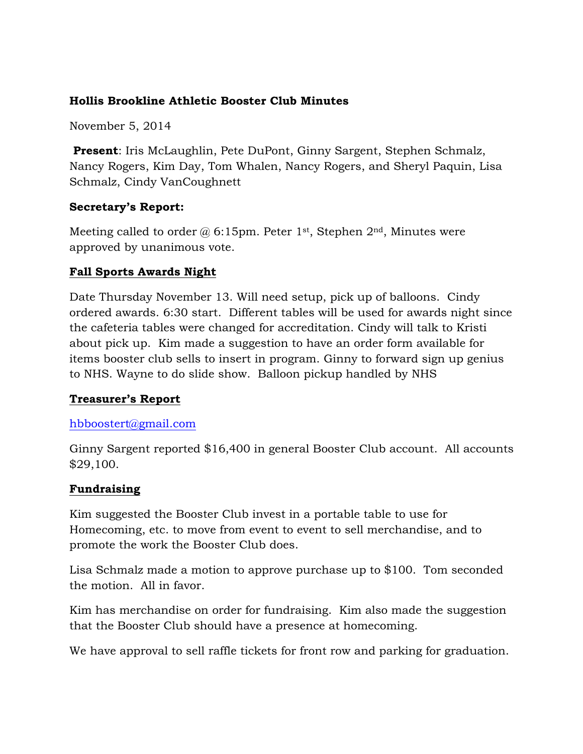**Hollis Brookline Athletic Booster Club Minutes**

November 5, 2014

**Present**: Iris McLaughlin, Pete DuPont, Ginny Sargent, Stephen Schmalz, Nancy Rogers, Kim Day, Tom Whalen, Nancy Rogers, and Sheryl Paquin, Lisa Schmalz, Cindy VanCoughnett

**Secretary's Report:**

Meeting called to order @ 6:15pm. Peter 1st, Stephen 2nd, Minutes were approved by unanimous vote.

**Fall Sports Awards Night**

Date Thursday November 13. Will need setup, pick up of balloons. Cindy ordered awards. 6:30 start. Different tables will be used for awards night since the cafeteria tables were changed for accreditation. Cindy will talk to Kristi about pick up. Kim made a suggestion to have an order form available for items booster club sells to insert in program. Ginny to forward sign up genius to NHS. Wayne to do slide show. Balloon pickup handled by NHS

**Treasurer's Report**

hbboostert@gmail.com

Ginny Sargent reported $16,400 in general Booster Club account. All accounts $29,100.

**Fundraising**

Kim suggested the Booster Club invest in a portable table to use for Homecoming, etc. to move from event to event to sell merchandise, and to promote the work the Booster Club does.

Lisa Schmalz made a motion to approve purchase up to $100. Tom seconded the motion. All in favor.

Kim has merchandise on order for fundraising. Kim also made the suggestion that the Booster Club should have a presence at homecoming.

We have approval to sell raffle tickets for front row and parking for graduation.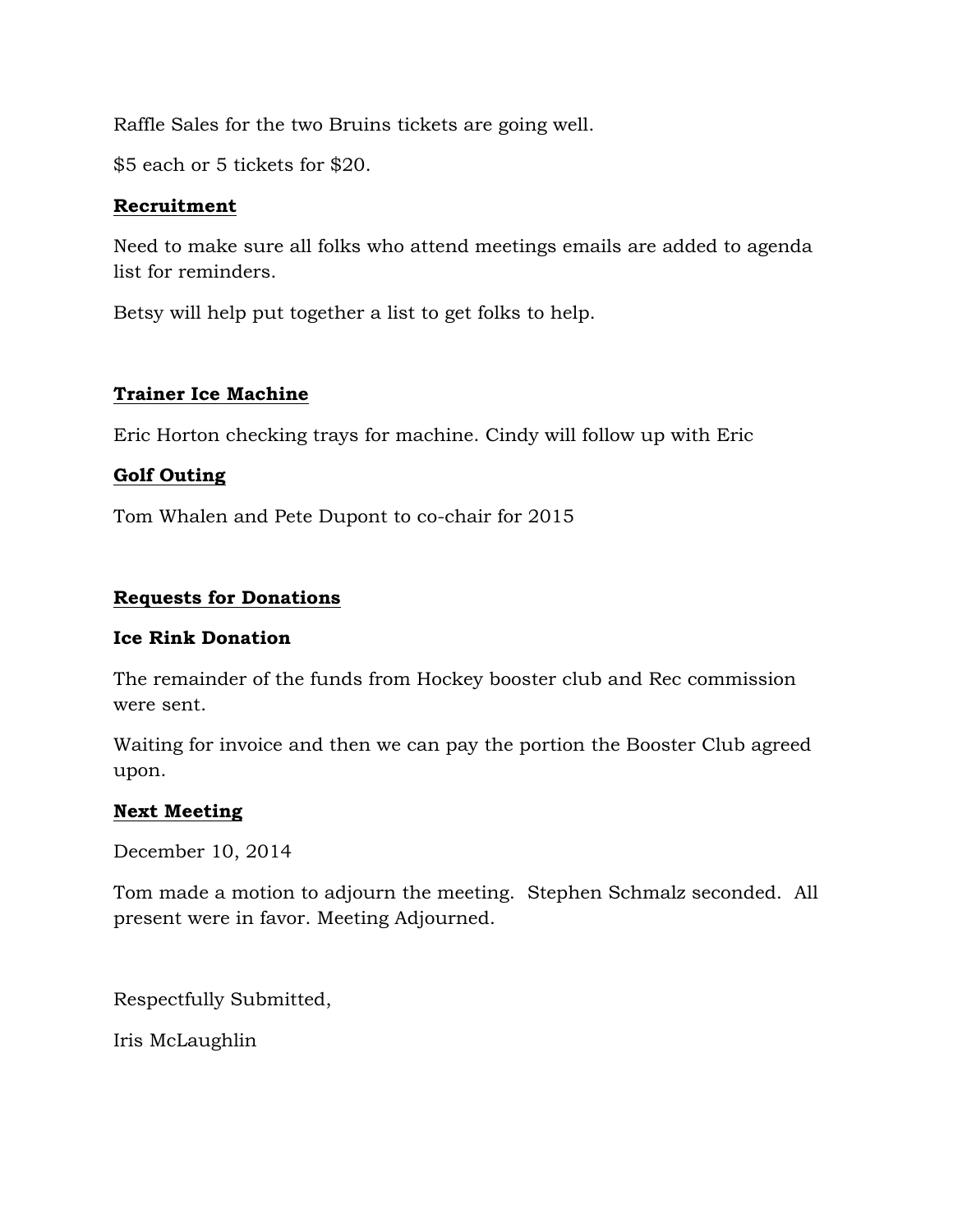Raffle Sales for the two Bruins tickets are going well.

$5 each or 5 tickets for $20.

**Recruitment**

Need to make sure all folks who attend meetings emails are added to agenda list for reminders.

Betsy will help put together a list to get folks to help.

**Trainer Ice Machine**

Eric Horton checking trays for machine. Cindy will follow up with Eric

**Golf Outing**

Tom Whalen and Pete Dupont to co-chair for 2015

**Requests for Donations**

**Ice Rink Donation**

The remainder of the funds from Hockey booster club and Rec commission were sent.

Waiting for invoice and then we can pay the portion the Booster Club agreed upon.

**Next Meeting**

December 10, 2014

Tom made a motion to adjourn the meeting. Stephen Schmalz seconded. All present were in favor. Meeting Adjourned.

Respectfully Submitted,

Iris McLaughlin